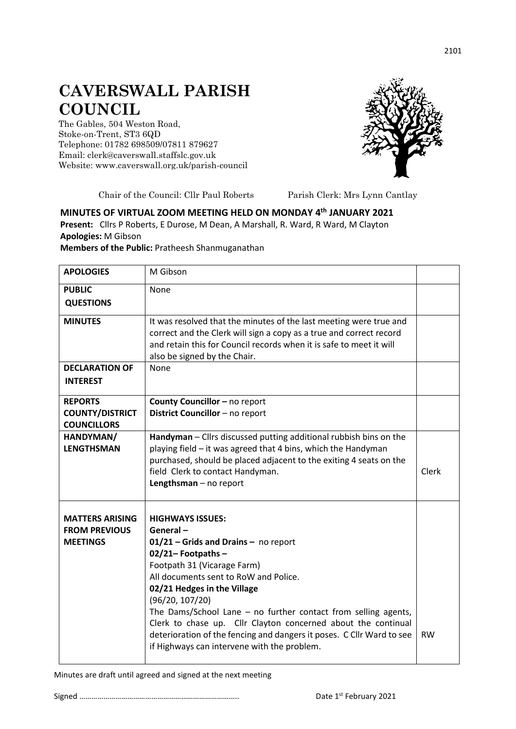# CAVERSWALL PARISH COUNCIL

The Gables, 504 Weston Road,
Stoke-on-Trent, ST3 6QD
Telephone: 01782 698509/07811 879627
Email: clerk@caverswall.staffslc.gov.uk
Website: www.caverswall.org.uk/parish-council

Chair of the Council: Cllr Paul Roberts    Parish Clerk: Mrs Lynn Cantlay

**MINUTES OF VIRTUAL ZOOM MEETING HELD ON MONDAY 4th JANUARY 2021**

**Present:** Cllrs P Roberts, E Durose, M Dean, A Marshall, R. Ward, R Ward, M Clayton
**Apologies:** M Gibson
**Members of the Public:** Pratheesh Shanmuganathan

| | | |
|---|---|---|
| **APOLOGIES** | M Gibson | |
| **PUBLIC QUESTIONS** | None | |
| **MINUTES** | It was resolved that the minutes of the last meeting were true and correct and the Clerk will sign a copy as a true and correct record and retain this for Council records when it is safe to meet it will also be signed by the Chair. | |
| **DECLARATION OF INTEREST** | None | |
| **REPORTS COUNTY/DISTRICT COUNCILLORS** | **County Councillor –** no report<br>**District Councillor** – no report | |
| **HANDYMAN/ LENGTHSMAN** | **Handyman** – Cllrs discussed putting additional rubbish bins on the playing field – it was agreed that 4 bins, which the Handyman purchased, should be placed adjacent to the exiting 4 seats on the field Clerk to contact Handyman.<br>**Lengthsman** – no report | Clerk |
| **MATTERS ARISING FROM PREVIOUS MEETINGS** | **HIGHWAYS ISSUES:**<br>**General –**<br>**01/21 – Grids and Drains –** no report<br>**02/21– Footpaths –**<br>Footpath 31 (Vicarage Farm)<br>All documents sent to RoW and Police.<br>**02/21 Hedges in the Village**<br>(96/20, 107/20)<br>The Dams/School Lane – no further contact from selling agents, Clerk to chase up. Cllr Clayton concerned about the continual deterioration of the fencing and dangers it poses. C Cllr Ward to see if Highways can intervene with the problem. | RW |

Minutes are draft until agreed and signed at the next meeting

Signed ………………………………………………………………….. Date 1st February 2021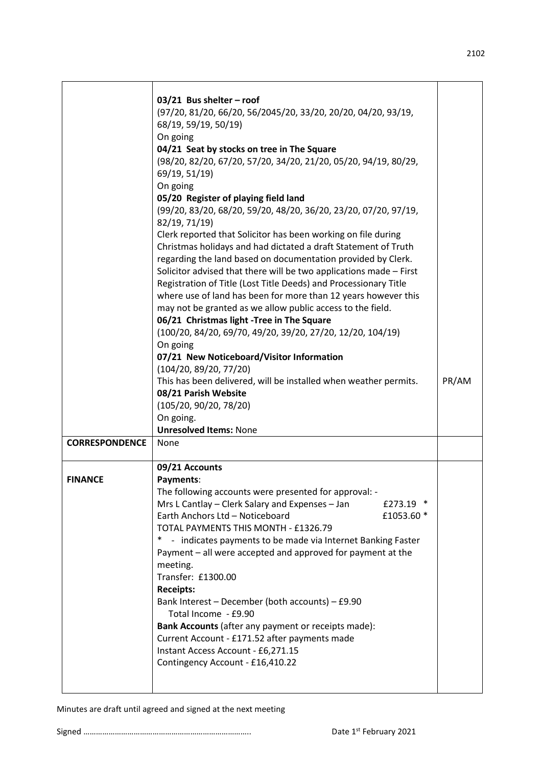| | | |
|---|---|---|
| | **03/21 Bus shelter – roof**<br>(97/20, 81/20, 66/20, 56/2045/20, 33/20, 20/20, 04/20, 93/19, 68/19, 59/19, 50/19)<br>On going<br>**04/21 Seat by stocks on tree in The Square**<br>(98/20, 82/20, 67/20, 57/20, 34/20, 21/20, 05/20, 94/19, 80/29, 69/19, 51/19)<br>On going<br>**05/20 Register of playing field land**<br>(99/20, 83/20, 68/20, 59/20, 48/20, 36/20, 23/20, 07/20, 97/19, 82/19, 71/19)<br>Clerk reported that Solicitor has been working on file during Christmas holidays and had dictated a draft Statement of Truth regarding the land based on documentation provided by Clerk. Solicitor advised that there will be two applications made – First Registration of Title (Lost Title Deeds) and Processionary Title where use of land has been for more than 12 years however this may not be granted as we allow public access to the field.<br>**06/21 Christmas light -Tree in The Square**<br>(100/20, 84/20, 69/70, 49/20, 39/20, 27/20, 12/20, 104/19)<br>On going<br>**07/21 New Noticeboard/Visitor Information**<br>(104/20, 89/20, 77/20)<br>This has been delivered, will be installed when weather permits.<br>**08/21 Parish Website**<br>(105/20, 90/20, 78/20)<br>On going.<br>**Unresolved Items:** None | PR/AM |
| **CORRESPONDENCE** | None | |
| **FINANCE** | **09/21 Accounts**<br>**Payments**:<br>The following accounts were presented for approval: -<br>Mrs L Cantlay – Clerk Salary and Expenses – Jan £273.19 *<br>Earth Anchors Ltd – Noticeboard £1053.60 *<br>TOTAL PAYMENTS THIS MONTH - £1326.79<br>* - indicates payments to be made via Internet Banking Faster Payment – all were accepted and approved for payment at the meeting.<br>Transfer: £1300.00<br>**Receipts:**<br>Bank Interest – December (both accounts) – £9.90<br>Total Income - £9.90<br>**Bank Accounts** (after any payment or receipts made):<br>Current Account - £171.52 after payments made<br>Instant Access Account - £6,271.15<br>Contingency Account - £16,410.22 | |

Minutes are draft until agreed and signed at the next meeting

Signed ……………………………………………………………………. Date 1st February 2021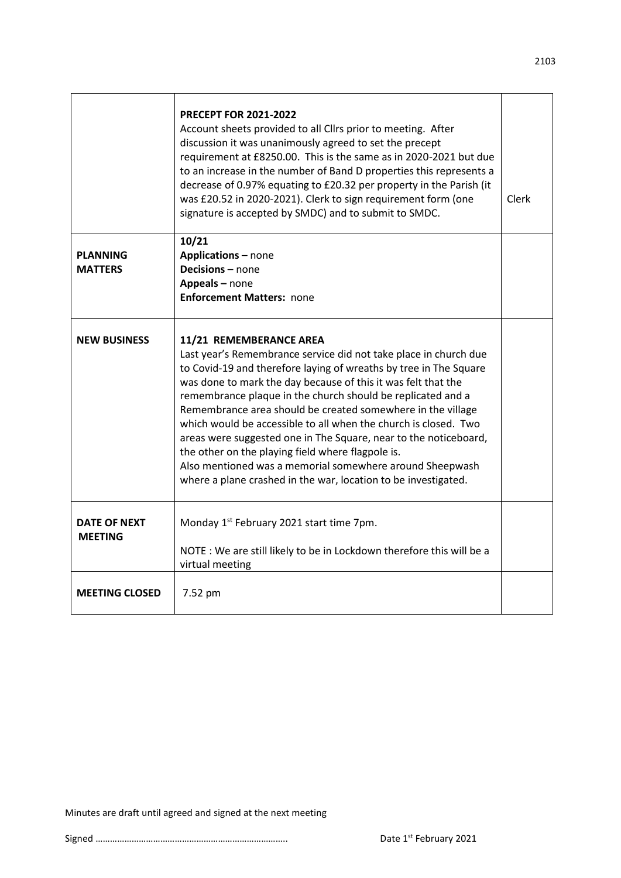| | | |
|---|---|---|
| | **PRECEPT FOR 2021-2022**<br>Account sheets provided to all Cllrs prior to meeting. After discussion it was unanimously agreed to set the precept requirement at £8250.00. This is the same as in 2020-2021 but due to an increase in the number of Band D properties this represents a decrease of 0.97% equating to £20.32 per property in the Parish (it was £20.52 in 2020-2021). Clerk to sign requirement form (one signature is accepted by SMDC) and to submit to SMDC. | Clerk |
| **PLANNING MATTERS** | **10/21**<br>**Applications** – none<br>**Decisions** – none<br>**Appeals –** none<br>**Enforcement Matters:** none | |
| **NEW BUSINESS** | **11/21 REMEMBERANCE AREA**<br>Last year's Remembrance service did not take place in church due to Covid-19 and therefore laying of wreaths by tree in The Square was done to mark the day because of this it was felt that the remembrance plaque in the church should be replicated and a Remembrance area should be created somewhere in the village which would be accessible to all when the church is closed. Two areas were suggested one in The Square, near to the noticeboard, the other on the playing field where flagpole is.<br>Also mentioned was a memorial somewhere around Sheepwash where a plane crashed in the war, location to be investigated. | |
| **DATE OF NEXT MEETING** | Monday 1st February 2021 start time 7pm.<br><br>NOTE : We are still likely to be in Lockdown therefore this will be a virtual meeting | |
| **MEETING CLOSED** | 7.52 pm | |

Minutes are draft until agreed and signed at the next meeting

Signed ………………………………………………………………….. Date 1st February 2021